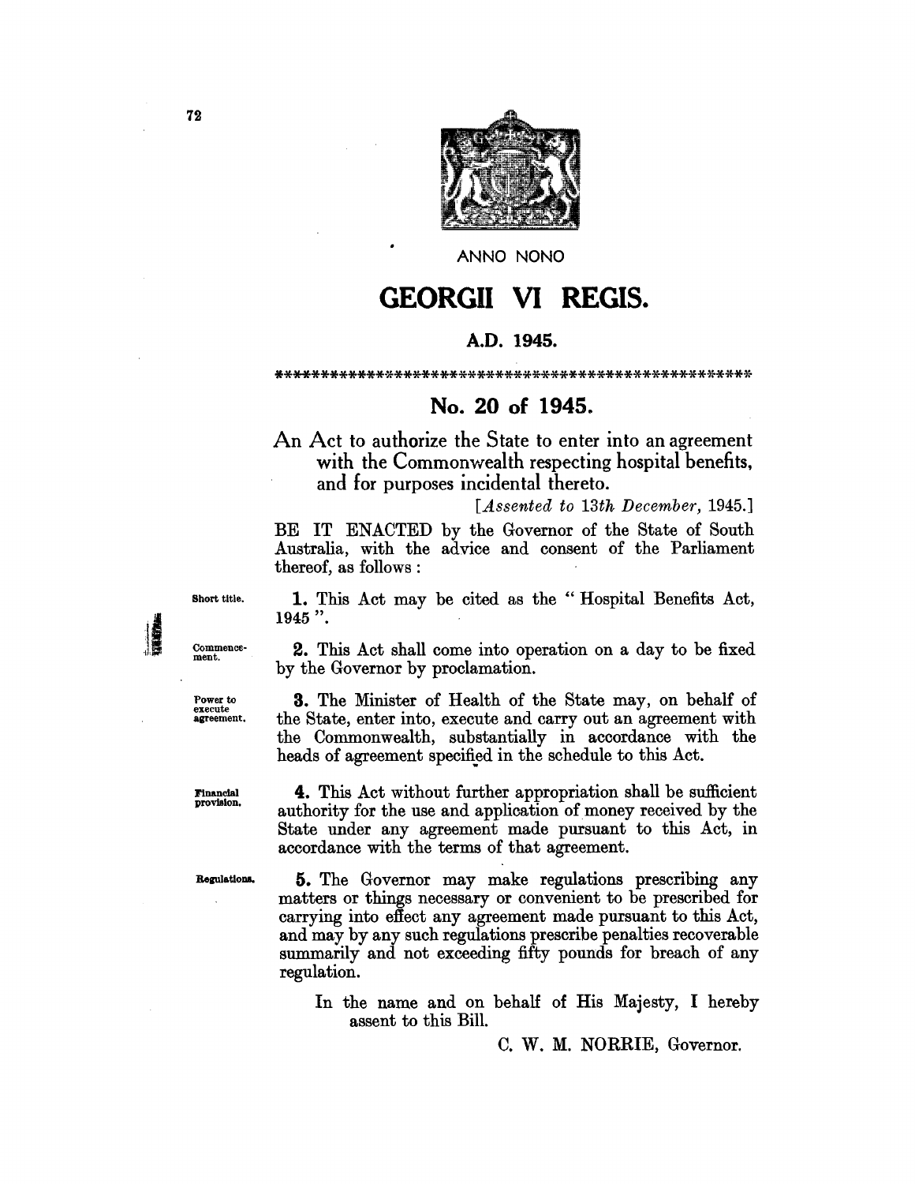ANNO NONO

# GEORGII VI REGIS.

## A.D. 1945.

\*\*\*\*\*\*\*\*\*\*\*\*\*\*\*\*\*\*\*\*\*\*\*\*\*\*\*\*\*\*\*\*\*\*\*\*\*\*\*\*\*\*\*\*\*\*\*\*\*\*\*\*\*\*\*\*\*\*

## No. 20 of 1945.

An Act to authorize the State to enter into an agreement with the Commonwealth respecting hospital benefits, and for purposes incidental thereto.

[*Assented to 13th December,* 1945.]

BE IT ENACTED by the Governor of the State of South Australia, with the advice and consent of the Parliament thereof, as follows :

Short title.

**1.** This Act may be cited as the "Hospital Benefits Act, 1945".

Commencement.

**2.** This Act shall come into operation on a day to be fixed by the Governor by proclamation.

Power to execute agreement.

**3.** The Minister of Health of the State may, on behalf of the State, enter into, execute and carry out an agreement with the Commonwealth, substantially in accordance with the heads of agreement specified in the schedule to this Act.

Financial provision.

**4.** This Act without further appropriation shall be sufficient authority for the use and application of money received by the State under any agreement made pursuant to this Act, in accordance with the terms of that agreement.

Regulations.

**5.** The Governor may make regulations prescribing any matters or things necessary or convenient to be prescribed for carrying into effect any agreement made pursuant to this Act, and may by any such regulations prescribe penalties recoverable summarily and not exceeding fifty pounds for breach of any regulation.

In the name and on behalf of His Majesty, I hereby assent to this Bill.

C. W. M. NORRIE, Governor.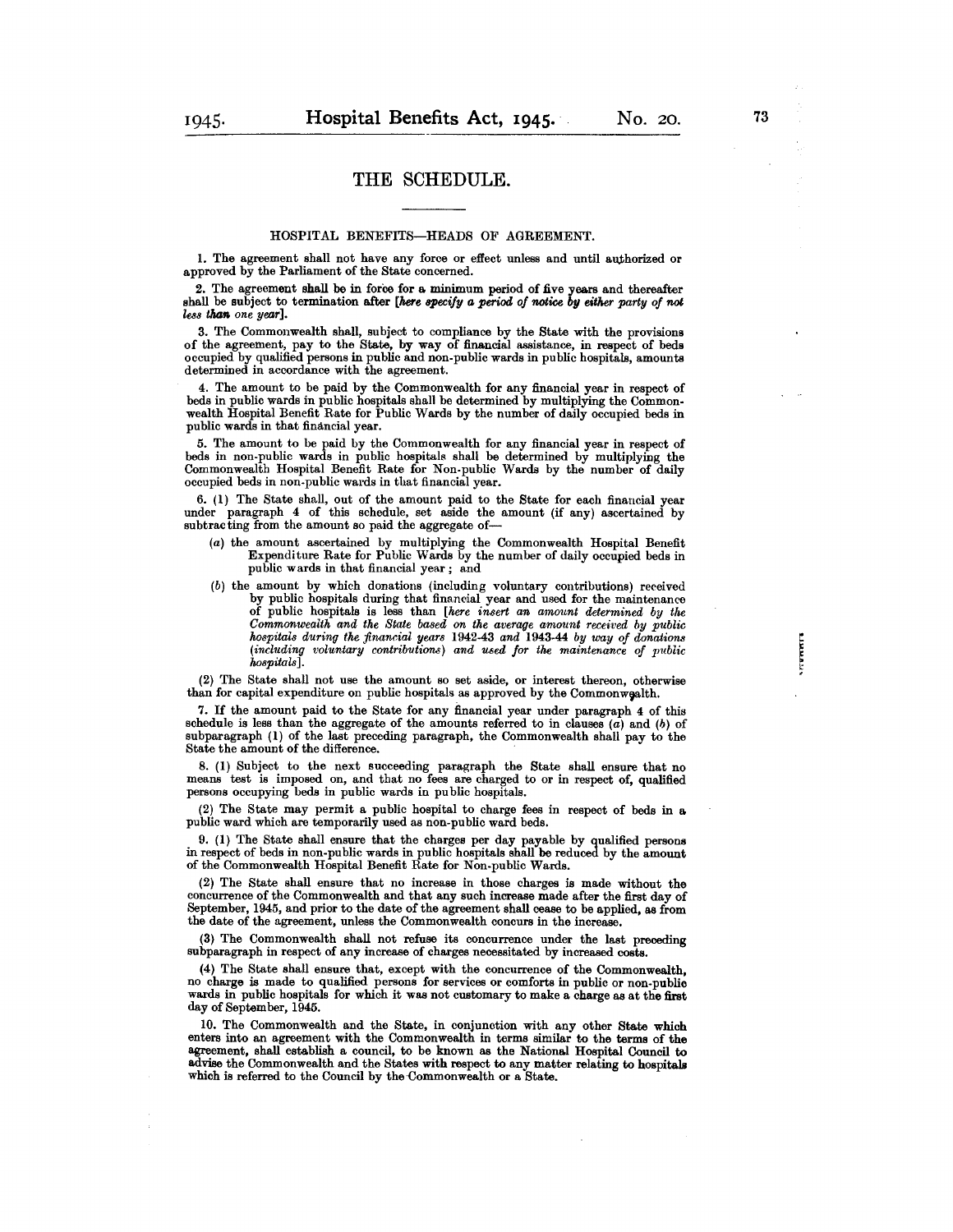# THE SCHEDULE.

## HOSPITAL BENEFITS—HEADS OF AGREEMENT.

1. The agreement shall not have any force or effect unless and until authorized or approved by the Parliament of the State concerned.

2. The agreement shall be in force for a minimum period of five years and thereafter shall be subject to termination after [*here specify a period of notice by either party of not less than one year*].

3. The Commonwealth shall, subject to compliance by the State with the provisions of the agreement, pay to the State, by way of financial assistance, in respect of beds occupied by qualified persons in public and non-public wards in public hospitals, amounts determined in accordance with the agreement.

4. The amount to be paid by the Commonwealth for any financial year in respect of beds in public wards in public hospitals shall be determined by multiplying the Commonwealth Hospital Benefit Rate for Public Wards by the number of daily occupied beds in public wards in that financial year.

5. The amount to be paid by the Commonwealth for any financial year in respect of beds in non-public wards in public hospitals shall be determined by multiplying the Commonwealth Hospital Benefit Rate for Non-public Wards by the number of daily occupied beds in non-public wards in that financial year.

6. (1) The State shall, out of the amount paid to the State for each financial year under paragraph 4 of this schedule, set aside the amount (if any) ascertained by subtracting from the amount so paid the aggregate of—

(*a*) the amount ascertained by multiplying the Commonwealth Hospital Benefit Expenditure Rate for Public Wards by the number of daily occupied beds in public wards in that financial year; and

(*b*) the amount by which donations (including voluntary contributions) received by public hospitals during that financial year and used for the maintenance of public hospitals is less than [*here insert an amount determined by the Commonwealth and the State based on the average amount received by public hospitals during the financial years 1942-43 and 1943-44 by way of donations (including voluntary contributions) and used for the maintenance of public hospitals*].

(2) The State shall not use the amount so set aside, or interest thereon, otherwise than for capital expenditure on public hospitals as approved by the Commonwealth.

7. If the amount paid to the State for any financial year under paragraph 4 of this schedule is less than the aggregate of the amounts referred to in clauses (*a*) and (*b*) of subparagraph (1) of the last preceding paragraph, the Commonwealth shall pay to the State the amount of the difference.

8. (1) Subject to the next succeeding paragraph the State shall ensure that no means test is imposed on, and that no fees are charged to or in respect of, qualified persons occupying beds in public wards in public hospitals.

(2) The State may permit a public hospital to charge fees in respect of beds in a public ward which are temporarily used as non-public ward beds.

9. (1) The State shall ensure that the charges per day payable by qualified persons in respect of beds in non-public wards in public hospitals shall be reduced by the amount of the Commonwealth Hospital Benefit Rate for Non-public Wards.

(2) The State shall ensure that no increase in those charges is made without the concurrence of the Commonwealth and that any such increase made after the first day of September, 1945, and prior to the date of the agreement shall cease to be applied, as from the date of the agreement, unless the Commonwealth concurs in the increase.

(3) The Commonwealth shall not refuse its concurrence under the last preceding subparagraph in respect of any increase of charges necessitated by increased costs.

(4) The State shall ensure that, except with the concurrence of the Commonwealth, no charge is made to qualified persons for services or comforts in public or non-public wards in public hospitals for which it was not customary to make a charge as at the first day of September, 1945.

10. The Commonwealth and the State, in conjunction with any other State which enters into an agreement with the Commonwealth in terms similar to the terms of the agreement, shall establish a council, to be known as the National Hospital Council to advise the Commonwealth and the States with respect to any matter relating to hospitals which is referred to the Council by the Commonwealth or a State.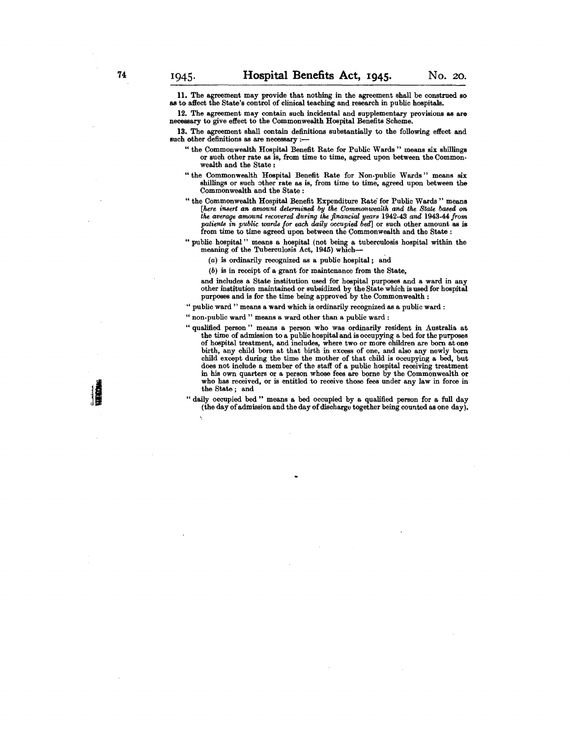11. The agreement may provide that nothing in the agreement shall be construed so as to affect the State's control of clinical teaching and research in public hospitals.

12. The agreement may contain such incidental and supplementary provisions as are necessary to give effect to the Commonwealth Hospital Benefits Scheme.

13. The agreement shall contain definitions substantially to the following effect and such other definitions as are necessary :—

"the Commonwealth Hospital Benefit Rate for Public Wards" means six shillings or such other rate as is, from time to time, agreed upon between the Commonwealth and the State :

"the Commonwealth Hospital Benefit Rate for Non-public Wards" means six shillings or such other rate as is, from time to time, agreed upon between the Commonwealth and the State :

"the Commonwealth Hospital Benefit Expenditure Rate for Public Wards" means [*here insert an amount determined by the Commonwealth and the State based on the average amount recovered during the financial years* 1942-43 *and* 1943-44 *from patients in public wards for each daily occupied bed*] or such other amount as is from time to time agreed upon between the Commonwealth and the State :

"public hospital" means a hospital (not being a tuberculosis hospital within the meaning of the Tuberculosis Act, 1945) which—

(*a*) is ordinarily recognized as a public hospital ; and

(*b*) is in receipt of a grant for maintenance from the State,

and includes a State institution used for hospital purposes and a ward in any other institution maintained or subsidized by the State which is used for hospital purposes and is for the time being approved by the Commonwealth :

"public ward" means a ward which is ordinarily recognized as a public ward :

"non-public ward" means a ward other than a public ward :

"qualified person" means a person who was ordinarily resident in Australia at the time of admission to a public hospital and is occupying a bed for the purposes of hospital treatment, and includes, where two or more children are born at one birth, any child born at that birth in excess of one, and also any newly born child except during the time the mother of that child is occupying a bed, but does not include a member of the staff of a public hospital receiving treatment in his own quarters or a person whose fees are borne by the Commonwealth or who has received, or is entitled to receive those fees under any law in force in the State ; and

"daily occupied bed" means a bed occupied by a qualified person for a full day (the day of admission and the day of discharge together being counted as one day).